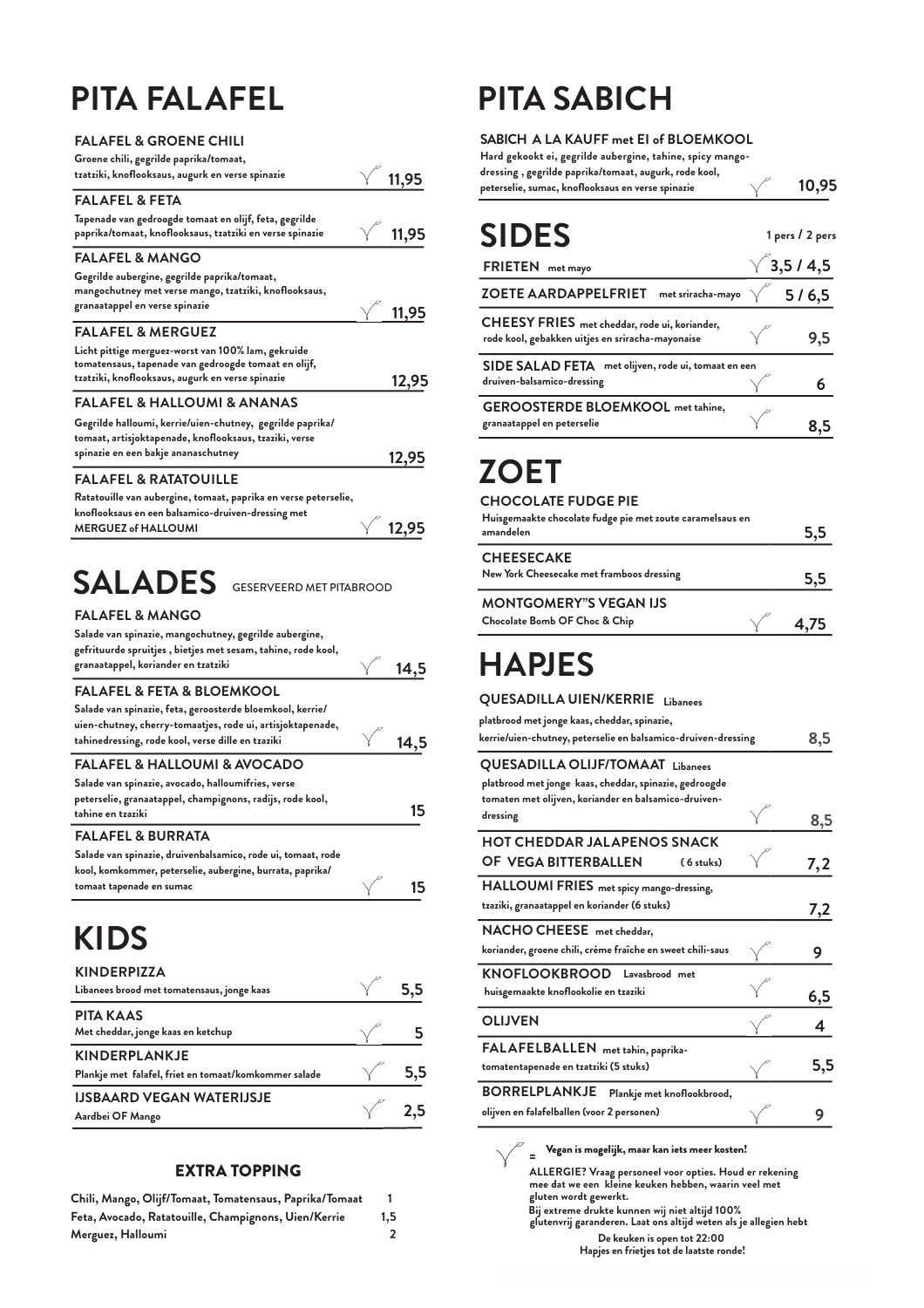# PITA FALAFEL

**FALAFEL & GROENE CHILI**
Groene chili, gegrilde paprika/tomaat, tzatziki, knoflooksaus, augurk en verse spinazie — 11,95

**FALAFEL & FETA**
Tapenade van gedroogde tomaat en olijf, feta, gegrilde paprika/tomaat, knoflooksaus, tzatziki en verse spinazie — 11,95

**FALAFEL & MANGO**
Gegrilde aubergine, gegrilde paprika/tomaat, mangochutney met verse mango, tzatziki, knoflooksaus, granaatappel en verse spinazie — 11,95

**FALAFEL & MERGUEZ**
Licht pittige merguez-worst van 100% lam, gekruide tomatensaus, tapenade van gedroogde tomaat en olijf, tzatziki, knoflooksaus, augurk en verse spinazie — 12,95

**FALAFEL & HALLOUMI & ANANAS**
Gegrilde halloumi, kerrie/uien-chutney, gegrilde paprika/ tomaat, artisjoktapenade, knoflooksaus, tzaziki, verse spinazie en een bakje ananaschutney — 12,95

**FALAFEL & RATATOUILLE**
Ratatouille van aubergine, tomaat, paprika en verse peterselie, knoflooksaus en een balsamico-druiven-dressing met MERGUEZ of HALLOUMI — 12,95

# SALADES
GESERVEERD MET PITABROOD

**FALAFEL & MANGO**
Salade van spinazie, mangochutney, gegrilde aubergine, gefrituurde spruitjes , bietjes met sesam, tahine, rode kool, granaatappel, koriander en tzatziki — 14,5

**FALAFEL & FETA & BLOEMKOOL**
Salade van spinazie, feta, geroosterde bloemkool, kerrie/ uien-chutney, cherry-tomaatjes, rode ui, artisjoktapenade, tahinedressing, rode kool, verse dille en tzaziki — 14,5

**FALAFEL & HALLOUMI & AVOCADO**
Salade van spinazie, avocado, halloumifries, verse peterselie, granaatappel, champignons, radijs, rode kool, tahine en tzaziki — 15

**FALAFEL & BURRATA**
Salade van spinazie, druivenbalsamico, rode ui, tomaat, rode kool, komkommer, peterselie, aubergine, burrata, paprika/ tomaat tapenade en sumac — 15

# KIDS

**KINDERPIZZA**
Libanees brood met tomatensaus, jonge kaas — 5,5

**PITA KAAS**
Met cheddar, jonge kaas en ketchup — 5

**KINDERPLANKJE**
Plankje met falafel, friet en tomaat/komkommer salade — 5,5

**IJSBAARD VEGAN WATERIJSJE**
Aardbei OF Mango — 2,5

## EXTRA TOPPING

| | |
|---|---|
| Chili, Mango, Olijf/Tomaat, Tomatensaus, Paprika/Tomaat | 1 |
| Feta, Avocado, Ratatouille, Champignons, Uien/Kerrie | 1,5 |
| Merguez, Halloumi | 2 |

# PITA SABICH

**SABICH A LA KAUFF met EI of BLOEMKOOL**
Hard gekookt ei, gegrilde aubergine, tahine, spicy mango-dressing , gegrilde paprika/tomaat, augurk, rode kool, peterselie, sumac, knoflooksaus en verse spinazie — 10,95

# SIDES
1 pers / 2 pers

**FRIETEN** met mayo — 3,5 / 4,5

**ZOETE AARDAPPELFRIET** met sriracha-mayo — 5 / 6,5

**CHEESY FRIES** met cheddar, rode ui, koriander, rode kool, gebakken uitjes en sriracha-mayonaise — 9,5

**SIDE SALAD FETA** met olijven, rode ui, tomaat en een druiven-balsamico-dressing — 6

**GEROOSTERDE BLOEMKOOL** met tahine, granaatappel en peterselie — 8,5

# ZOET

**CHOCOLATE FUDGE PIE**
Huisgemaakte chocolate fudge pie met zoute caramelsaus en amandelen — 5,5

**CHEESECAKE**
New York Cheesecake met framboos dressing — 5,5

**MONTGOMERY"S VEGAN IJS**
Chocolate Bomb OF Choc & Chip — 4,75

# HAPJES

**QUESADILLA UIEN/KERRIE** Libanees
platbrood met jonge kaas, cheddar, spinazie, kerrie/uien-chutney, peterselie en balsamico-druiven-dressing — 8,5

**QUESADILLA OLIJF/TOMAAT** Libanees
platbrood met jonge kaas, cheddar, spinazie, gedroogde tomaten met olijven, koriander en balsamico-druiven-dressing — 8,5

**HOT CHEDDAR JALAPENOS SNACK OF VEGA BITTERBALLEN** (6 stuks) — 7,2

**HALLOUMI FRIES** met spicy mango-dressing, tzaziki, granaatappel en koriander (6 stuks) — 7,2

**NACHO CHEESE** met cheddar, koriander, groene chili, crème fraîche en sweet chili-saus — 9

**KNOFLOOKBROOD** Lavasbrood met huisgemaakte knoflookolie en tzaziki — 6,5

**OLIJVEN** — 4

**FALAFELBALLEN** met tahin, paprika-tomatentapenade en tzatziki (5 stuks) — 5,5

**BORRELPLANKJE** Plankje met knoflookbrood, olijven en falafelballen (voor 2 personen) — 9

= **Vegan is mogelijk, maar kan iets meer kosten!**

ALLERGIE? Vraag personeel voor opties. Houd er rekening mee dat we een kleine keuken hebben, waarin veel met gluten wordt gewerkt.
Bij extreme drukte kunnen wij niet altijd 100% glutenvrij garanderen. Laat ons altijd weten als je allegien hebt

De keuken is open tot 22:00
Hapjes en frietjes tot de laatste ronde!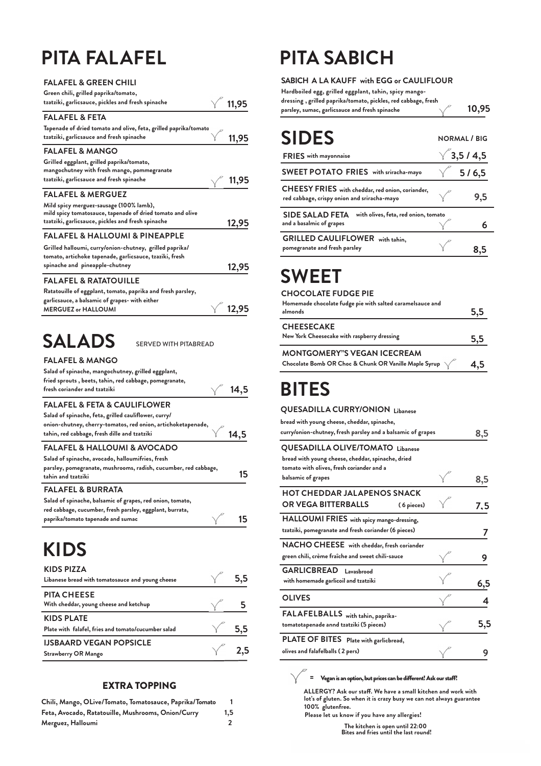# PITA FALAFEL

**FALAFEL & GREEN CHILI**
Green chili, grilled paprika/tomato, tzatziki, garlicsauce, pickles and fresh spinache — 11,95

**FALAFEL & FETA**
Tapenade of dried tomato and olive, feta, grilled paprika/tomato tzatziki, garlicsauce and fresh spinache — 11,95

**FALAFEL & MANGO**
Grilled eggplant, grilled paprika/tomato, mangochutney with fresh mango, pommegranate tzatziki, garlicsauce and fresh spinache — 11,95

**FALAFEL & MERGUEZ**
Mild spicy merguez-sausage (100% lamb), mild spicy tomatosauce, tapenade of dried tomato and olive tzatziki, garlicsauce, pickles and fresh spinache — 12,95

**FALAFEL & HALLOUMI & PINEAPPLE**
Grilled halloumi, curry/onion-chutney, grilled paprika/ tomato, artichoke tapenade, garlicsauce, tzaziki, fresh spinache and pineapple-chutney — 12,95

**FALAFEL & RATATOUILLE**
Ratatouille of eggplant, tomato, paprika and fresh parsley, garlicsauce, a balsamic of grapes- with either MERGUEZ or HALLOUMI — 12,95

# SALADS

SERVED WITH PITABREAD

**FALAFEL & MANGO**
Salad of spinache, mangochutney, grilled eggplant, fried sprouts , beets, tahin, red cabbage, pomegranate, fresh coriander and tzatziki — 14,5

**FALAFEL & FETA & CAULIFLOWER**
Salad of spinache, feta, grilled cauliflower, curry/ onion-chutney, cherry-tomatos, red onion, artichoketapenade, tahin, red cabbage, fresh dille and tzatziki — 14,5

**FALAFEL & HALLOUMI & AVOCADO**
Salad of spinache, avocado, halloumifries, fresh parsley, pomegranate, mushrooms, radish, cucumber, red cabbage, tahin and tzatziki — 15

**FALAFEL & BURRATA**
Salad of spinache, balsamic of grapes, red onion, tomato, red cabbage, cucumber, fresh parsley, eggplant, burrata, paprika/tomato tapenade and sumac — 15

# KIDS

**KIDS PIZZA**
Libanese bread with tomatosauce and young cheese — 5,5

**PITA CHEESE**
With cheddar, young cheese and ketchup — 5

**KIDS PLATE**
Plate with falafel, fries and tomato/cucumber salad — 5,5

**IJSBAARD VEGAN POPSICLE**
Strawberry OR Mango — 2,5

## EXTRA TOPPING

| | |
|---|---|
| Chili, Mango, OLive/Tomato, Tomatosauce, Paprika/Tomato | 1 |
| Feta, Avocado, Ratatouille, Mushrooms, Onion/Curry | 1,5 |
| Merguez, Halloumi | 2 |

# PITA SABICH

**SABICH A LA KAUFF with EGG or CAULIFLOUR**
Hardboiled egg, grilled eggplant, tahin, spicy mango-dressing , grilled paprika/tomato, pickles, red cabbage, fresh parsley, sumac, garlicsauce and fresh spinache — 10,95

# SIDES

NORMAL / BIG

| | |
|---|---|
| **FRIES** with mayonnaise | 3,5 / 4,5 |
| **SWEET POTATO FRIES** with sriracha-mayo | 5 / 6,5 |
| **CHEESY FRIES** with cheddar, red onion, coriander, red cabbage, crispy onion and sriracha-mayo | 9,5 |
| **SIDE SALAD FETA** with olives, feta, red onion, tomato and a basalmic of grapes | 6 |
| **GRILLED CAULIFLOWER** with tahin, pomegranate and fresh parsley | 8,5 |

# SWEET

**CHOCOLATE FUDGE PIE**
Homemade chocolate fudge pie with salted caramelsauce and almonds — 5,5

**CHEESECAKE**
New York Cheesecake with raspberry dressing — 5,5

**MONTGOMERY"S VEGAN ICECREAM**
Chocolate Bomb OR Choc & Chunk OR Vanille Maple Syrup — 4,5

# BITES

**QUESADILLA CURRY/ONION** Libanese bread with young cheese, cheddar, spinache, curry/onion-chutney, fresh parsley and a balsamic of grapes — 8,5

**QUESADILLA OLIVE/TOMATO** Libanese bread with young cheese, cheddar, spinache, dried tomato with olives, fresh coriander and a balsamic of grapes — 8,5

**HOT CHEDDAR JALAPENOS SNACK OR VEGA BITTERBALLS** (6 pieces) — 7,5

**HALLOUMI FRIES** with spicy mango-dressing, tzatziki, pomegranate and fresh coriander (6 pieces) — 7

**NACHO CHEESE** with cheddar, fresh coriander green chili, crème fraîche and sweet chili-sauce — 9

**GARLICBREAD** Lavasbrood with homemade garlicoil and tzatziki — 6,5

**OLIVES** — 4

**FALAFELBALLS** with tahin, paprika-tomatotapenade annd tzatziki (5 pieces) — 5,5

**PLATE OF BITES** Plate with garlicbread, olives and falafelballs ( 2 pers) — 9

= **Vegan is an option, but prices can be different! Ask our staff!**

**ALLERGY? Ask our staff. We have a small kitchen and work with lot's of gluten. So when it is crazy busy we can not always guarantee 100% glutenfree.**
**Please let us know if you have any allergies!**

**The kitchen is open until 22:00**
**Bites and fries until the last round!**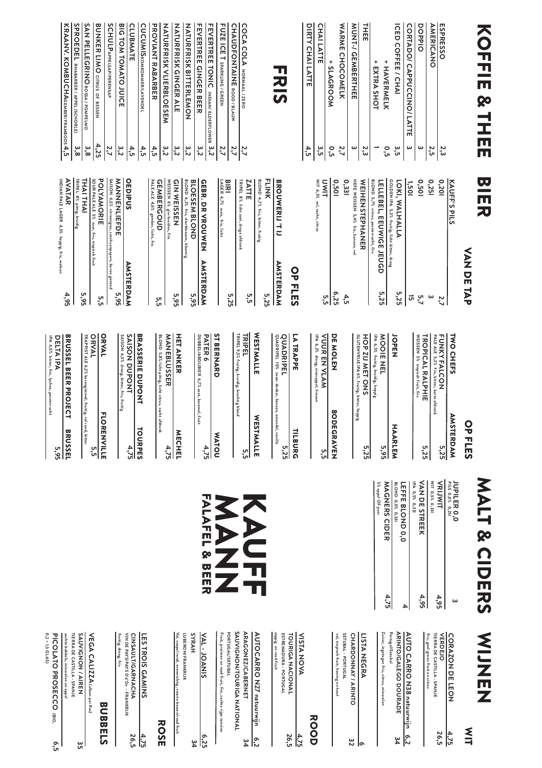# KOFFIE & THEE

| | |
|---|---|
| ESPRESSO | 2,3 |
| AMERICANO | 2,5 |
| DOPPIO | 3 |
| CORTADO/ CAPPUCCINO/ LATTE | 3 |
| ICED COFFEE / CHAI | 3,5 |
| + HAVERMELK | 0,5 |
| + EXTRA SHOT | 1 |
| THEE | 2,3 |
| MUNT-/ GEMBERTHEE | 3 |
| WARME CHOCOMELK | 2,7 |
| + SLAGROOM | 0,5 |
| CHAI LATTE | 3,5 |
| DIRTY CHAI LATTE | 4,5 |

# FRIS

| | |
|---|---|
| COCA COLA NORMAAL / ZERO | 2,7 |
| CHAUDFONTAINE ROOD / BLAUW | 2,7 |
| FUZE ICE T SPARKLING / GREEN | 2,7 |
| FEVERTREE TONIC INDIAN/ ELDERFLOWER | 3,2 |
| FEVERTREE GINGER BEER | 3,2 |
| NATURFRISK BITTERLEMON | 3,2 |
| NATURFRISK GINGER ALE | 3,2 |
| NATURFRISK VLIERBLOESEM | 3,2 |
| PROVIANT RABARBER | 4,5 |
| CUCUMIS KOMKOMMER/LAVENDEL | 4,5 |
| CLUBMATE | 4,5 |
| BIG TOM TOMATO JUICE | 3,2 |
| SCHULP APPELSAP/PERENSAP | 2,7 |
| BUNKER LIMO CITRUS OF BESSEN | 4,25 |
| SAN PELLEGRINO ROSSA / POMPELMO | 3,8 |
| SPROEDEL RHABARBER / APPEL (SCHORLE) | 3,8 |
| KRAANV. KOMBUCHA GEMBER/FRAMBOOS | 4,5 |

# BIER

## VAN DE TAP

**KAUFF'S PILS**

| | |
|---|---|
| 0,20l | 2,7 |
| 0,25l | 3 |
| 0,50l | 5,7 |
| 1,50l | 15 |

| | |
|---|---|
| LOKI, WALHALLA<br>GOLDEN IPA 5,3% fruitig, licht bitter, droog | 5,25 |
| LELLEBEL, EEUWIGE JEUGD<br>BLOND 5,7% citrus, passievrucht, fris | 5,25 |

**WEIHENSTEPHANER**
HEFE WEISSEN 5,4% fris, banaan, vol

| | |
|---|---|
| 0,33l | 4,5 |
| 0,50l | 6,25 |

| | |
|---|---|
| IJWIT<br>WIT 6,5% vol, zacht, citrus | 5,5 |

## OP FLES

**BROUWERIJ 'T IJ** — AMSTERDAM

| | |
|---|---|
| FLINK<br>BLOND 4,7% fris, bitter, fruitig | 5,25 |
| ZATTE<br>TRIPEL 8% licht zoet, droge afdronk | 5,5 |
| BIRI<br>LAGER 4,7% mais, fris, licht | 5,25 |

**GEBR. DR VROUWEN** — AMSTERDAM

| | |
|---|---|
| BLOESEM BLOND<br>BLOND 6,2% fris, vlierbloesem, bloemig | 5,95 |
| GIN WEISSEN<br>WEISSEN 6% gin-kruiden, fris | 5,95 |
| GEMBERGOUD<br>PALE ALE 4,6% gember, licht, fris | 5,5 |

**OEDIPUS** — AMSTERDAM

| | |
|---|---|
| MANNENLIEFDE<br>SAISON 6,5% citroengras, szechuanpeper, bovengistend | 5,95 |
| POLYAMORIE<br>SOUR PALE ALE 5% zuur, fris, tropisch fruit | 5,5 |
| THAI THAI<br>TRIPEL 8% pittig, kruidig | 5,95 |
| AVATAR<br>INDIAN PALE LAGER 4,5% hoppig, fris, meloen | 4,95 |

## OP FLES

**TWO CHEFS** — AMSTERDAM

| | |
|---|---|
| FUNKY FALCON<br>PALE ALE 5,2% fris, bitter, korte afdronk | 5,25 |
| TROPICAL RALPHIE<br>WEISSEN 5% tropisch fruit, fris | 5,25 |

**JOPEN** — HAARLEM

| | |
|---|---|
| MOOIE NEL<br>IPA 6,5% fruitig, kruidig, hoppig | 5,95 |
| HOP ZIJ MET ONS<br>GLUTENVRIJE IPA 6% fruitig, bitter, hoppig | 5,25 |

**DE MOLEN** — BODEGRAVEN

| | |
|---|---|
| VUUR EN VLAM<br>IPA 6,2% droog, sinaasappel, limoen | 5,5 |

**LA TRAPPE** — TILBURG

| | |
|---|---|
| QUADRIPEL<br>QUADRIPEL 10% zwaar donker, banaan, amandel, vanille | 5,25 |

**WESTMALLE** — WESTMALLE

| | |
|---|---|
| TRIPEL<br>TRIPEL 9,5% fruitig, kruidig, krachtig blond | 5,5 |

**ST BERNARD** — WATOU

| | |
|---|---|
| PATER 6<br>DUBBEL/ABDIJBIER 6,7% zoet, karamel, fruit | 4,75 |

**HET ANKER** — MECHEL

| | |
|---|---|
| MANEBLUSSER<br>BLOND 5,8% licht pittig, licht citrus, zacht afdronk | 4,75 |

**BRASSERIE DUPONT** — TOURPES

| | |
|---|---|
| SAISON DUPONT<br>SAISON 6,5% droog, bitter, fris, fruitig | 4,75 |

**ORVAL** — FLORENVILLE

| | |
|---|---|
| ORVAL<br>TRAPPIST ALE 6,2% bovengistend, fruitig, vol rond, bitter | 5,5 |

**BRUSSEL BEER PROJECT** — BRUSSEL

| | |
|---|---|
| DELTA IPA<br>IPA 6,5% bitter, fris, lychee, passievrucht | 5,95 |

# MALT & CIDERS

| | |
|---|---|
| JUPILER 0,0<br>PILS 0,0% 0,25l | 3 |
| VRIJWIT<br>WIT 0,5% 0,33l | 4,95 |
| VAN DE STREEK<br>IPA 0,5% 0,33l | 4,95 |
| LEFFE BLOND 0,0<br>BLOND 0,0% 0,33l | 4 |
| MAGNERS CIDER<br>5% appel OF peer | 4,75 |

**KAUFF MANN**
**FALAFEL & BEER**

# WIJNEN

## WIT

| | |
|---|---|
| CORAZON DE LEON | 4,75 |
| VERDEJO<br>TIERRA DE CASTILLA - SPANJE<br>fris, geel-groen fruit en citrus | 26,5 |
| AUTO CARRO N38 natuurwijn | 6,2 |
| ARINTO/GALEGO DOURADE<br>Portugal/Setubal<br>Zuiver, ingetogen fris, citrus, mineralen | 34 |
| LISTA NEGRA | 6 |
| CHARDONNAY / ARINTO<br>SETUBAL - PORTUGAL<br>vol, tropisch fruit, honing en hout | 32 |

## ROOD

| | |
|---|---|
| VISTA NOVA | 4,75 |
| TOURIGA NACIONAL<br>ESTREMADURA - PORTUGAL<br>sappig en rood fruit | 26,5 |
| AUTOCARRO N27 natuurwijn | 6,2 |
| ARAGONEZ/CABERNET SAUVIGNON/TOURIGA NATIONAL<br>PORTUGAL/SETUBAL<br>Fruit, pruimen en rood fruit, fris, zachte rijpe tannine | 34 |
| VAL - JOANIS | 6,25 |
| SYRAH<br>LUBERON/FRANKRIJK<br>Vol, stevig of rond, overweldig, zwarte bessen/rood fruit | 34 |

## ROSE

| | |
|---|---|
| LES TROIS GAMINS | 4,75 |
| CINSAULT/GARNACHA<br>VIN DE PAYS/PAYS D'OC - FRANKRIJK<br>fruitig, droog, fris | 26,5 |

## BUBBELS

| | |
|---|---|
| VEGA CALIZZA (alleen per fles)<br>SAUVIGNON / AIREN<br>TIERRA DE CASTILLA - SPANJE<br>zachte bubbels, mineralen en appel | 35 |
| PICOLATO PROSECCO (BIO, 0,2 = 1,5 GLAS) | 6,5 |